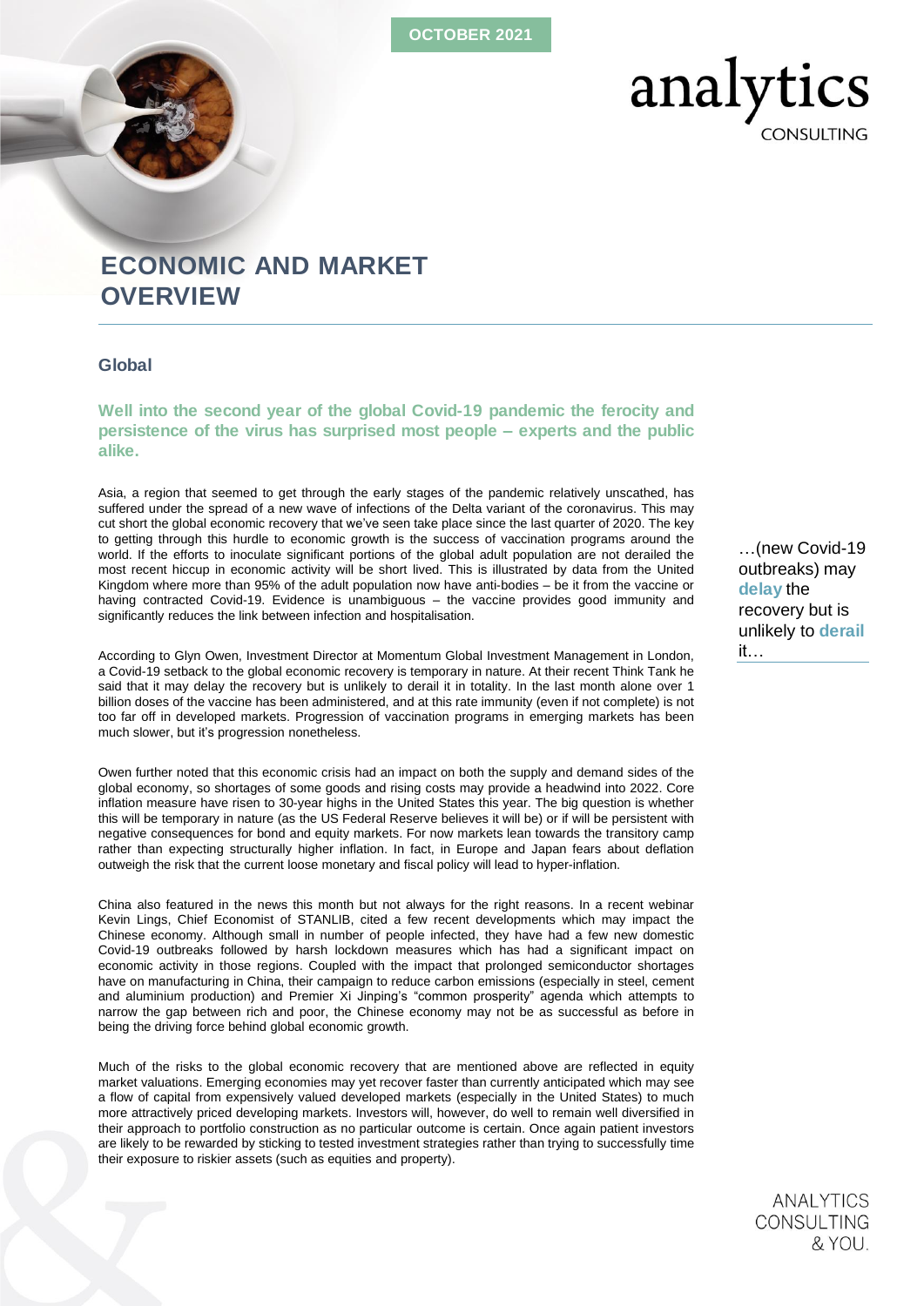OCTOBER 2021

# ECONOMIC AND MARKET OVERVIEW

## Global

**Well into the second year of the global Covid-19 pandemic the ferocity and persistence of the virus has surprised most people – experts and the public alike.**

Asia, a region that seemed to get through the early stages of the pandemic relatively unscathed, has suffered under the spread of a new wave of infections of the Delta variant of the coronavirus. This may cut short the global economic recovery that we've seen take place since the last quarter of 2020. The key to getting through this hurdle to economic growth is the success of vaccination programs around the world. If the efforts to inoculate significant portions of the global adult population are not derailed the most recent hiccup in economic activity will be short lived. This is illustrated by data from the United Kingdom where more than 95% of the adult population now have anti-bodies – be it from the vaccine or having contracted Covid-19. Evidence is unambiguous – the vaccine provides good immunity and significantly reduces the link between infection and hospitalisation.

…(new Covid-19 outbreaks) may **delay** the recovery but is unlikely to **derail** it…

According to Glyn Owen, Investment Director at Momentum Global Investment Management in London, a Covid-19 setback to the global economic recovery is temporary in nature. At their recent Think Tank he said that it may delay the recovery but is unlikely to derail it in totality. In the last month alone over 1 billion doses of the vaccine has been administered, and at this rate immunity (even if not complete) is not too far off in developed markets. Progression of vaccination programs in emerging markets has been much slower, but it's progression nonetheless.

Owen further noted that this economic crisis had an impact on both the supply and demand sides of the global economy, so shortages of some goods and rising costs may provide a headwind into 2022. Core inflation measure have risen to 30-year highs in the United States this year. The big question is whether this will be temporary in nature (as the US Federal Reserve believes it will be) or if will be persistent with negative consequences for bond and equity markets. For now markets lean towards the transitory camp rather than expecting structurally higher inflation. In fact, in Europe and Japan fears about deflation outweigh the risk that the current loose monetary and fiscal policy will lead to hyper-inflation.

China also featured in the news this month but not always for the right reasons. In a recent webinar Kevin Lings, Chief Economist of STANLIB, cited a few recent developments which may impact the Chinese economy. Although small in number of people infected, they have had a few new domestic Covid-19 outbreaks followed by harsh lockdown measures which has had a significant impact on economic activity in those regions. Coupled with the impact that prolonged semiconductor shortages have on manufacturing in China, their campaign to reduce carbon emissions (especially in steel, cement and aluminium production) and Premier Xi Jinping's "common prosperity" agenda which attempts to narrow the gap between rich and poor, the Chinese economy may not be as successful as before in being the driving force behind global economic growth.

Much of the risks to the global economic recovery that are mentioned above are reflected in equity market valuations. Emerging economies may yet recover faster than currently anticipated which may see a flow of capital from expensively valued developed markets (especially in the United States) to much more attractively priced developing markets. Investors will, however, do well to remain well diversified in their approach to portfolio construction as no particular outcome is certain. Once again patient investors are likely to be rewarded by sticking to tested investment strategies rather than trying to successfully time their exposure to riskier assets (such as equities and property).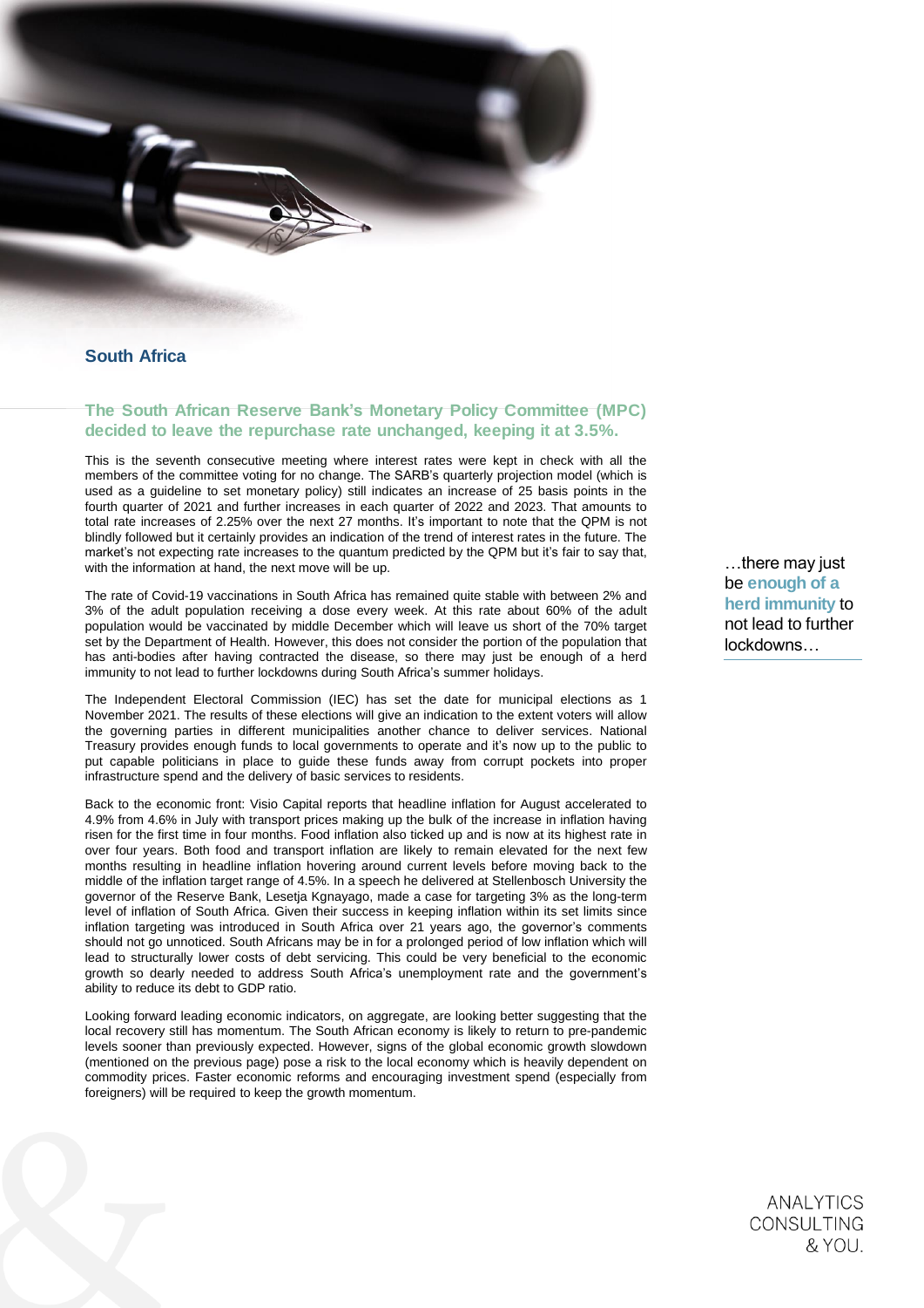## South Africa

### The South African Reserve Bank's Monetary Policy Committee (MPC) decided to leave the repurchase rate unchanged, keeping it at 3.5%.

This is the seventh consecutive meeting where interest rates were kept in check with all the members of the committee voting for no change. The SARB's quarterly projection model (which is used as a guideline to set monetary policy) still indicates an increase of 25 basis points in the fourth quarter of 2021 and further increases in each quarter of 2022 and 2023. That amounts to total rate increases of 2.25% over the next 27 months. It's important to note that the QPM is not blindly followed but it certainly provides an indication of the trend of interest rates in the future. The market's not expecting rate increases to the quantum predicted by the QPM but it's fair to say that, with the information at hand, the next move will be up.

The rate of Covid-19 vaccinations in South Africa has remained quite stable with between 2% and 3% of the adult population receiving a dose every week. At this rate about 60% of the adult population would be vaccinated by middle December which will leave us short of the 70% target set by the Department of Health. However, this does not consider the portion of the population that has anti-bodies after having contracted the disease, so there may just be enough of a herd immunity to not lead to further lockdowns during South Africa's summer holidays.

> …there may just be **enough of a herd immunity** to not lead to further lockdowns…

The Independent Electoral Commission (IEC) has set the date for municipal elections as 1 November 2021. The results of these elections will give an indication to the extent voters will allow the governing parties in different municipalities another chance to deliver services. National Treasury provides enough funds to local governments to operate and it's now up to the public to put capable politicians in place to guide these funds away from corrupt pockets into proper infrastructure spend and the delivery of basic services to residents.

Back to the economic front: Visio Capital reports that headline inflation for August accelerated to 4.9% from 4.6% in July with transport prices making up the bulk of the increase in inflation having risen for the first time in four months. Food inflation also ticked up and is now at its highest rate in over four years. Both food and transport inflation are likely to remain elevated for the next few months resulting in headline inflation hovering around current levels before moving back to the middle of the inflation target range of 4.5%. In a speech he delivered at Stellenbosch University the governor of the Reserve Bank, Lesetja Kgnayago, made a case for targeting 3% as the long-term level of inflation of South Africa. Given their success in keeping inflation within its set limits since inflation targeting was introduced in South Africa over 21 years ago, the governor's comments should not go unnoticed. South Africans may be in for a prolonged period of low inflation which will lead to structurally lower costs of debt servicing. This could be very beneficial to the economic growth so dearly needed to address South Africa's unemployment rate and the government's ability to reduce its debt to GDP ratio.

Looking forward leading economic indicators, on aggregate, are looking better suggesting that the local recovery still has momentum. The South African economy is likely to return to pre-pandemic levels sooner than previously expected. However, signs of the global economic growth slowdown (mentioned on the previous page) pose a risk to the local economy which is heavily dependent on commodity prices. Faster economic reforms and encouraging investment spend (especially from foreigners) will be required to keep the growth momentum.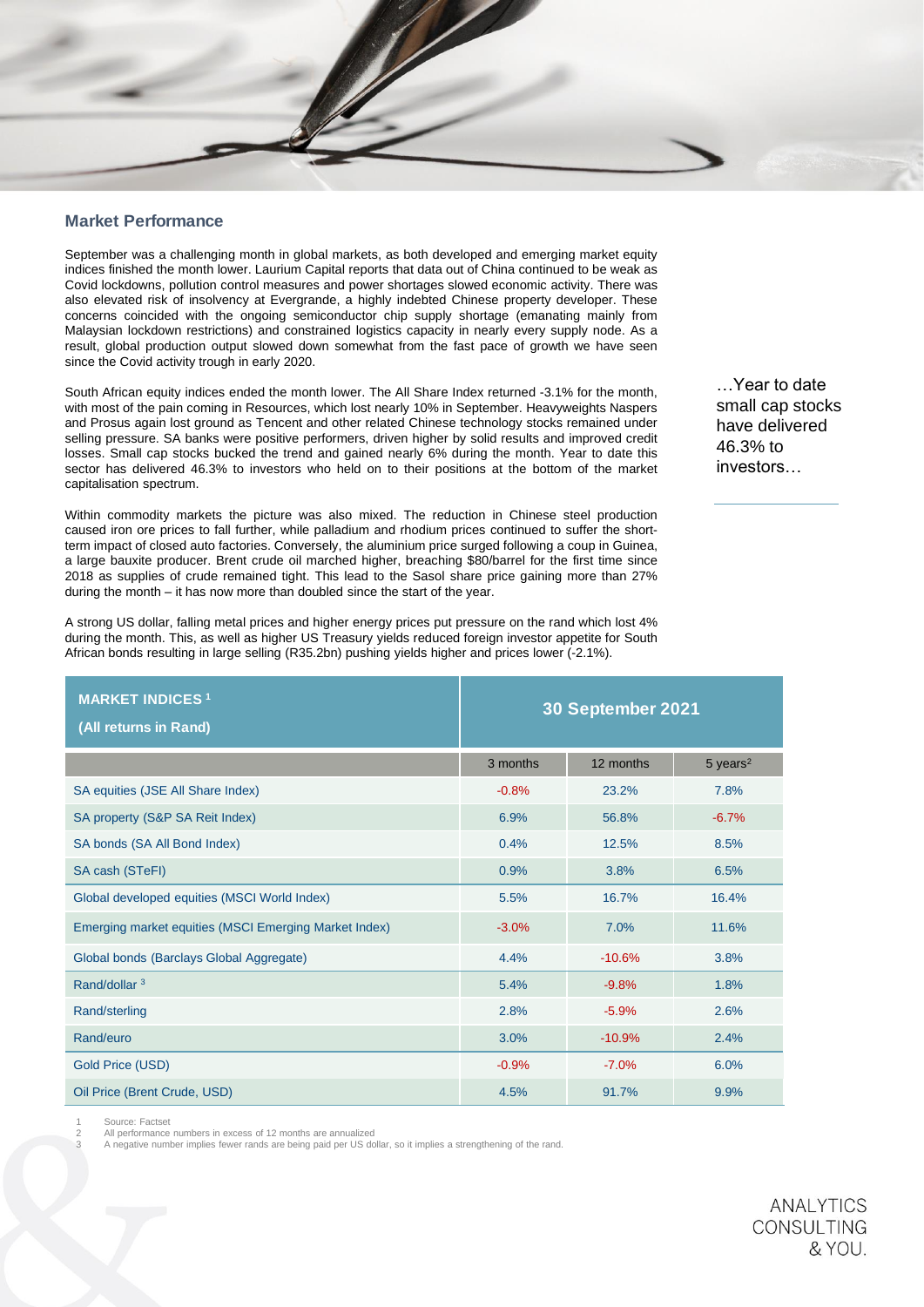## Market Performance

September was a challenging month in global markets, as both developed and emerging market equity indices finished the month lower. Laurium Capital reports that data out of China continued to be weak as Covid lockdowns, pollution control measures and power shortages slowed economic activity. There was also elevated risk of insolvency at Evergrande, a highly indebted Chinese property developer. These concerns coincided with the ongoing semiconductor chip supply shortage (emanating mainly from Malaysian lockdown restrictions) and constrained logistics capacity in nearly every supply node. As a result, global production output slowed down somewhat from the fast pace of growth we have seen since the Covid activity trough in early 2020.

South African equity indices ended the month lower. The All Share Index returned -3.1% for the month, with most of the pain coming in Resources, which lost nearly 10% in September. Heavyweights Naspers and Prosus again lost ground as Tencent and other related Chinese technology stocks remained under selling pressure. SA banks were positive performers, driven higher by solid results and improved credit losses. Small cap stocks bucked the trend and gained nearly 6% during the month. Year to date this sector has delivered 46.3% to investors who held on to their positions at the bottom of the market capitalisation spectrum.

…Year to date small cap stocks have delivered 46.3% to investors…

Within commodity markets the picture was also mixed. The reduction in Chinese steel production caused iron ore prices to fall further, while palladium and rhodium prices continued to suffer the short-term impact of closed auto factories. Conversely, the aluminium price surged following a coup in Guinea, a large bauxite producer. Brent crude oil marched higher, breaching $80/barrel for the first time since 2018 as supplies of crude remained tight. This lead to the Sasol share price gaining more than 27% during the month – it has now more than doubled since the start of the year.

A strong US dollar, falling metal prices and higher energy prices put pressure on the rand which lost 4% during the month. This, as well as higher US Treasury yields reduced foreign investor appetite for South African bonds resulting in large selling (R35.2bn) pushing yields higher and prices lower (-2.1%).

| MARKET INDICES [1] (All returns in Rand) | 30 September 2021 | | |
|---|---|---|---|
| | 3 months | 12 months | 5 years[2] |
| SA equities (JSE All Share Index) | -0.8% | 23.2% | 7.8% |
| SA property (S&P SA Reit Index) | 6.9% | 56.8% | -6.7% |
| SA bonds (SA All Bond Index) | 0.4% | 12.5% | 8.5% |
| SA cash (STeFI) | 0.9% | 3.8% | 6.5% |
| Global developed equities (MSCI World Index) | 5.5% | 16.7% | 16.4% |
| Emerging market equities (MSCI Emerging Market Index) | -3.0% | 7.0% | 11.6% |
| Global bonds (Barclays Global Aggregate) | 4.4% | -10.6% | 3.8% |
| Rand/dollar [3] | 5.4% | -9.8% | 1.8% |
| Rand/sterling | 2.8% | -5.9% | 2.6% |
| Rand/euro | 3.0% | -10.9% | 2.4% |
| Gold Price (USD) | -0.9% | -7.0% | 6.0% |
| Oil Price (Brent Crude, USD) | 4.5% | 91.7% | 9.9% |

1 Source: Factset
2 All performance numbers in excess of 12 months are annualized
3 A negative number implies fewer rands are being paid per US dollar, so it implies a strengthening of the rand.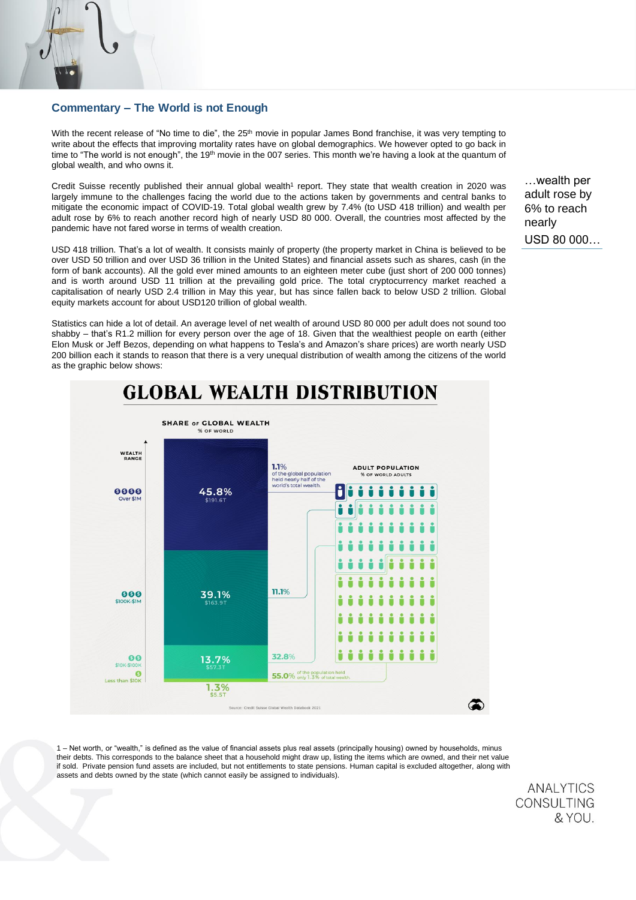## Commentary – The World is not Enough

With the recent release of "No time to die", the 25th movie in popular James Bond franchise, it was very tempting to write about the effects that improving mortality rates have on global demographics. We however opted to go back in time to "The world is not enough", the 19th movie in the 007 series. This month we're having a look at the quantum of global wealth, and who owns it.

Credit Suisse recently published their annual global wealth[1] report. They state that wealth creation in 2020 was largely immune to the challenges facing the world due to the actions taken by governments and central banks to mitigate the economic impact of COVID-19. Total global wealth grew by 7.4% (to USD 418 trillion) and wealth per adult rose by 6% to reach another record high of nearly USD 80 000. Overall, the countries most affected by the pandemic have not fared worse in terms of wealth creation.

> …wealth per adult rose by 6% to reach nearly USD 80 000…

USD 418 trillion. That's a lot of wealth. It consists mainly of property (the property market in China is believed to be over USD 50 trillion and over USD 36 trillion in the United States) and financial assets such as shares, cash (in the form of bank accounts). All the gold ever mined amounts to an eighteen meter cube (just short of 200 000 tonnes) and is worth around USD 11 trillion at the prevailing gold price. The total cryptocurrency market reached a capitalisation of nearly USD 2.4 trillion in May this year, but has since fallen back to below USD 2 trillion. Global equity markets account for about USD120 trillion of global wealth.

Statistics can hide a lot of detail. An average level of net wealth of around USD 80 000 per adult does not sound too shabby – that's R1.2 million for every person over the age of 18. Given that the wealthiest people on earth (either Elon Musk or Jeff Bezos, depending on what happens to Tesla's and Amazon's share prices) are worth nearly USD 200 billion each it stands to reason that there is a very unequal distribution of wealth among the citizens of the world as the graphic below shows:

**GLOBAL WEALTH DISTRIBUTION**

| Wealth range | Share of global wealth (% of world) | Adult population (% of world adults) |
|---|---|---|
| Over $1M | 45.8% ($191.6T) | 1.1% |
| $100K-$1M | 39.1% ($163.9T) | 11.1% |
| $10K-$100K | 13.7% ($57.3T) | 32.8% |
| Less than $10K | 1.3% ($5.5T) | 55.0% |

1.1% of the global population held nearly half of the world's total wealth.

55.0% of the population held only 1.3% of total wealth.

Source: Credit Suisse Global Wealth Databook 2021

1 – Net worth, or "wealth," is defined as the value of financial assets plus real assets (principally housing) owned by households, minus their debts. This corresponds to the balance sheet that a household might draw up, listing the items which are owned, and their net value if sold. Private pension fund assets are included, but not entitlements to state pensions. Human capital is excluded altogether, along with assets and debts owned by the state (which cannot easily be assigned to individuals).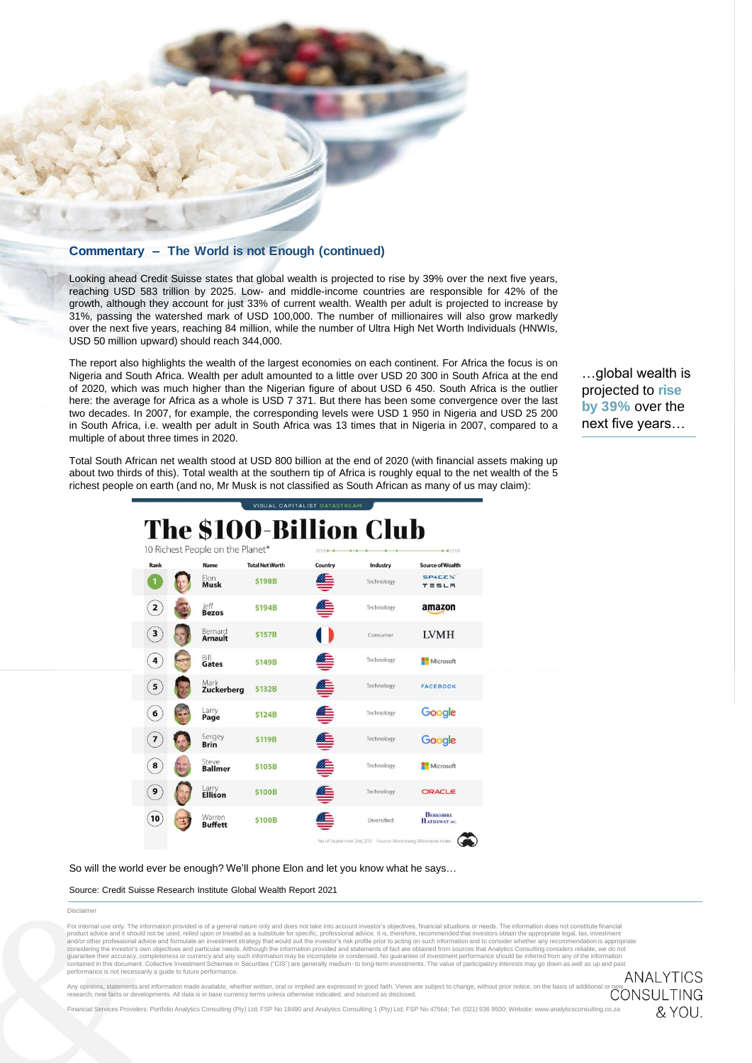## Commentary – The World is not Enough (continued)

Looking ahead Credit Suisse states that global wealth is projected to rise by 39% over the next five years, reaching USD 583 trillion by 2025. Low- and middle-income countries are responsible for 42% of the growth, although they account for just 33% of current wealth. Wealth per adult is projected to increase by 31%, passing the watershed mark of USD 100,000. The number of millionaires will also grow markedly over the next five years, reaching 84 million, while the number of Ultra High Net Worth Individuals (HNWIs, USD 50 million upward) should reach 344,000.

The report also highlights the wealth of the largest economies on each continent. For Africa the focus is on Nigeria and South Africa. Wealth per adult amounted to a little over USD 20 300 in South Africa at the end of 2020, which was much higher than the Nigerian figure of about USD 6 450. South Africa is the outlier here: the average for Africa as a whole is USD 7 371. But there has been some convergence over the last two decades. In 2007, for example, the corresponding levels were USD 1 950 in Nigeria and USD 25 200 in South Africa, i.e. wealth per adult in South Africa was 13 times that in Nigeria in 2007, compared to a multiple of about three times in 2020.

> …global wealth is projected to rise by 39% over the next five years…

Total South African net wealth stood at USD 800 billion at the end of 2020 (with financial assets making up about two thirds of this). Total wealth at the southern tip of Africa is roughly equal to the net wealth of the 5 richest people on earth (and no, Mr Musk is not classified as South African as many of us may claim):

VISUAL CAPITALIST DATASTREAM

# The $100-Billion Club

10 Richest People on the Planet*

| Rank | Name | Total Net Worth | Country | Industry | Source of Wealth |
|---|---|---|---|---|---|
| 1 | Elon Musk | $198B | | Technology | SpaceX, Tesla |
| 2 | Jeff Bezos | $194B | | Technology | amazon |
| 3 | Bernard Arnault | $157B | | Consumer | LVMH |
| 4 | Bill Gates | $149B | | Technology | Microsoft |
| 5 | Mark Zuckerberg | $132B | | Technology | FACEBOOK |
| 6 | Larry Page | $124B | | Technology | Google |
| 7 | Sergey Brin | $119B | | Technology | Google |
| 8 | Steve Ballmer | $105B | | Technology | Microsoft |
| 9 | Larry Ellison | $100B | | Technology | ORACLE |
| 10 | Warren Buffett | $100B | | Diversified | Berkshire Hathaway Inc. |

*As of September 2nd, 2021. Source: Bloomberg Billionaires Index

So will the world ever be enough? We'll phone Elon and let you know what he says…

Source: Credit Suisse Research Institute Global Wealth Report 2021

Disclaimer

For internal use only. The information provided is of a general nature only and does not take into account investor's objectives, financial situations or needs. The information does not constitute financial product advice and it should not be used, relied upon or treated as a substitute for specific, professional advice. It is, therefore, recommended that investors obtain the appropriate legal, tax, investment and/or other professional advice and formulate an investment strategy that would suit the investor's risk profile prior to acting on such information and to consider whether any recommendation is appropriate considering the investor's own objectives and particular needs. Although the information provided and statements of fact are obtained from sources that Analytics Consulting considers reliable, we do not guarantee their accuracy, completeness or currency and any such information may be incomplete or condensed. No guarantee of investment performance should be inferred from any of the information contained in this document. Collective Investment Schemes in Securities ("CIS") are generally medium- to long-term investments. The value of participatory interests may go down as well as up and past performance is not necessarily a guide to future performance.

Any opinions, statements and information made available, whether written, oral or implied are expressed in good faith. Views are subject to change, without prior notice, on the basis of additional or new research, new facts or developments. All data is in base currency terms unless otherwise indicated, and sourced as disclosed.

Financial Services Providers: Portfolio Analytics Consulting (Pty) Ltd; FSP No 18490 and Analytics Consulting 1 (Pty) Ltd; FSP No 47564; Tel: (021) 936 9500; Website: www.analyticsconsulting.co.za

ANALYTICS CONSULTING & YOU.